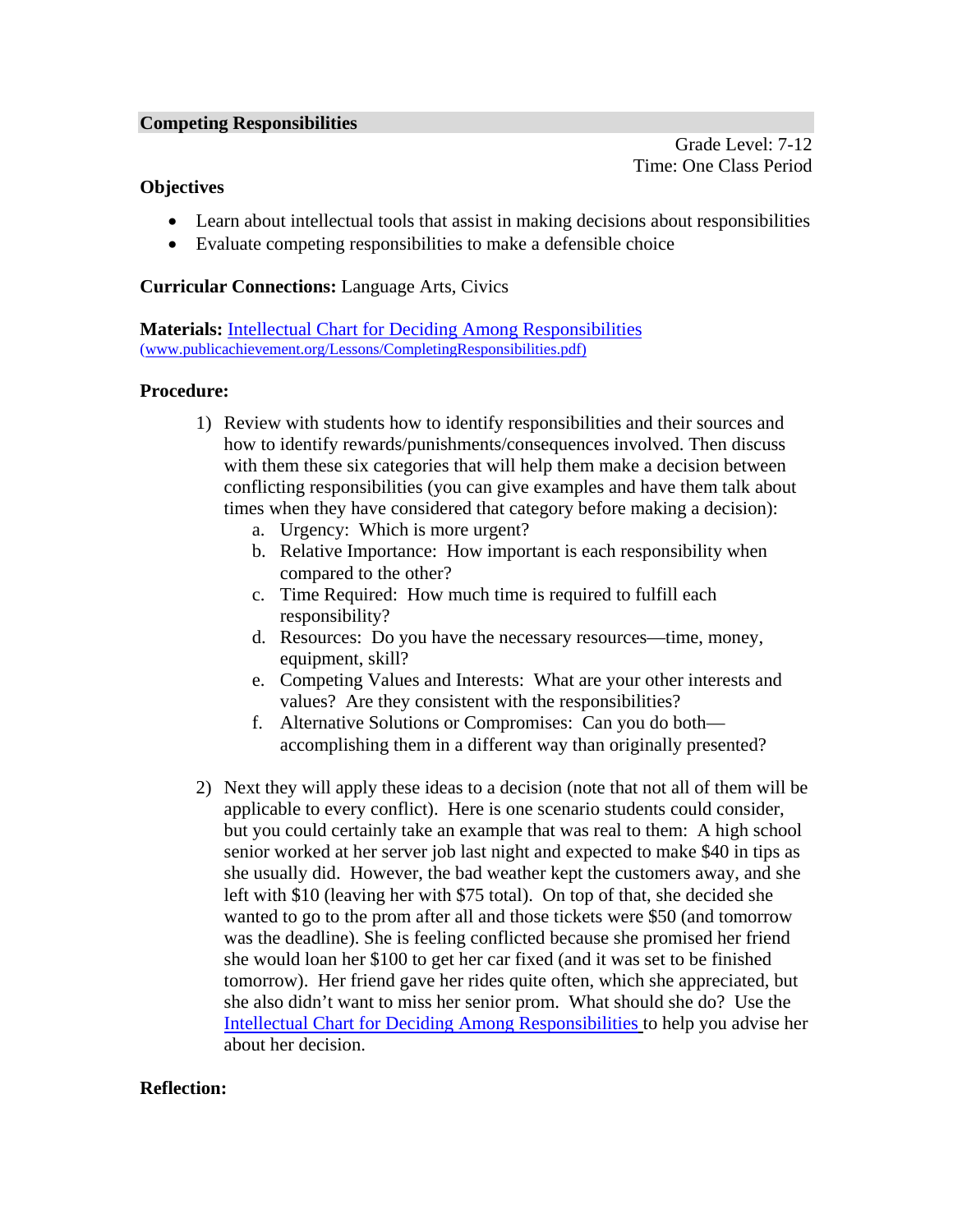## Competing Responsibilities

Grade Level: 7-12
Time: One Class Period

### Objectives

- Learn about intellectual tools that assist in making decisions about responsibilities
- Evaluate competing responsibilities to make a defensible choice

**Curricular Connections:** Language Arts, Civics

**Materials:** [Intellectual Chart for Deciding Among Responsibilities](www.publicachievement.org/Lessons/CompletingResponsibilities.pdf)
(www.publicachievement.org/Lessons/CompletingResponsibilities.pdf)

### Procedure:

1) Review with students how to identify responsibilities and their sources and how to identify rewards/punishments/consequences involved. Then discuss with them these six categories that will help them make a decision between conflicting responsibilities (you can give examples and have them talk about times when they have considered that category before making a decision):
   a. Urgency: Which is more urgent?
   b. Relative Importance: How important is each responsibility when compared to the other?
   c. Time Required: How much time is required to fulfill each responsibility?
   d. Resources: Do you have the necessary resources—time, money, equipment, skill?
   e. Competing Values and Interests: What are your other interests and values? Are they consistent with the responsibilities?
   f. Alternative Solutions or Compromises: Can you do both—accomplishing them in a different way than originally presented?

2) Next they will apply these ideas to a decision (note that not all of them will be applicable to every conflict). Here is one scenario students could consider, but you could certainly take an example that was real to them: A high school senior worked at her server job last night and expected to make $40 in tips as she usually did. However, the bad weather kept the customers away, and she left with $10 (leaving her with $75 total). On top of that, she decided she wanted to go to the prom after all and those tickets were $50 (and tomorrow was the deadline). She is feeling conflicted because she promised her friend she would loan her $100 to get her car fixed (and it was set to be finished tomorrow). Her friend gave her rides quite often, which she appreciated, but she also didn't want to miss her senior prom. What should she do? Use the [Intellectual Chart for Deciding Among Responsibilities](www.publicachievement.org/Lessons/CompletingResponsibilities.pdf) to help you advise her about her decision.

### Reflection: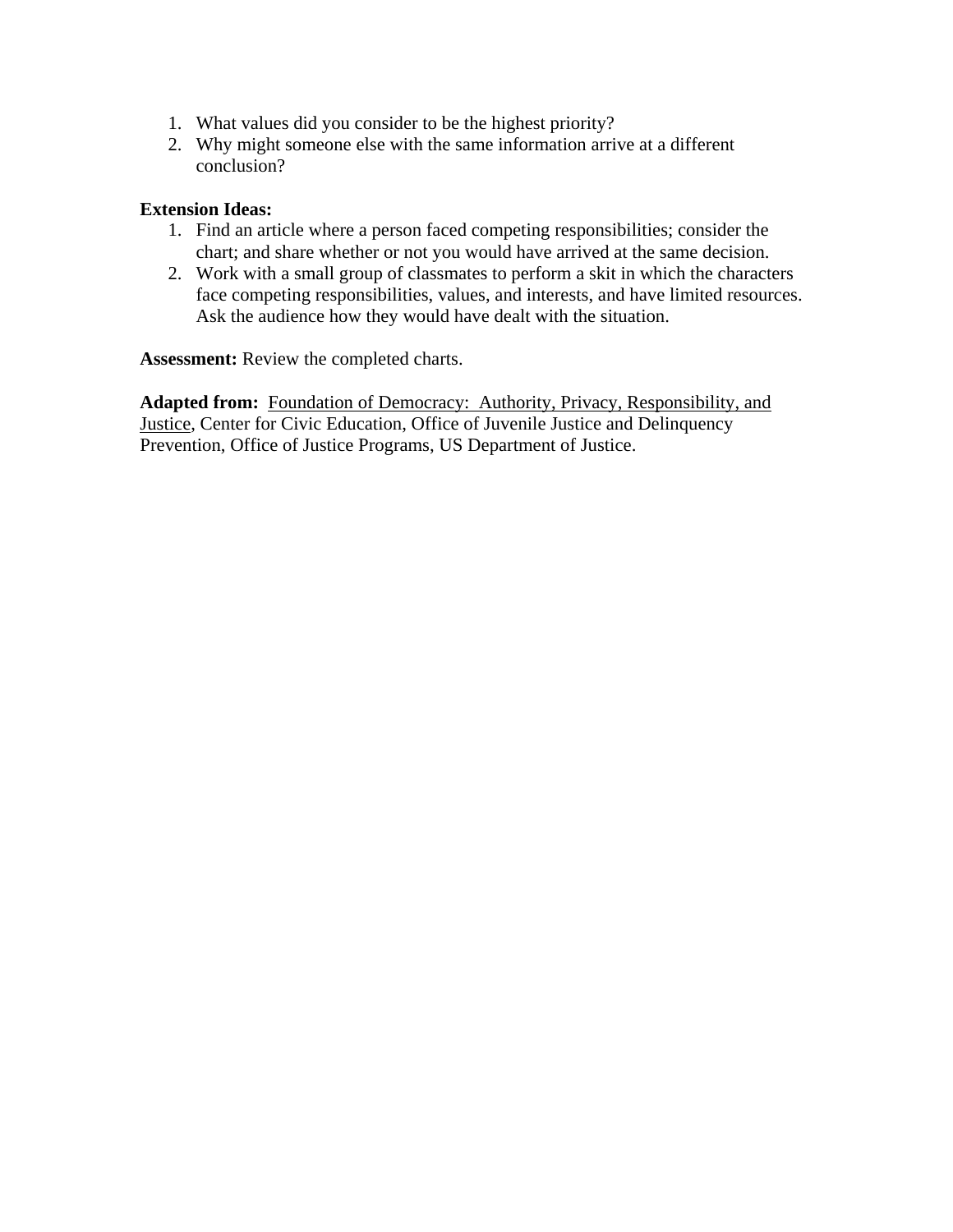1. What values did you consider to be the highest priority?
2. Why might someone else with the same information arrive at a different conclusion?

**Extension Ideas:**

1. Find an article where a person faced competing responsibilities; consider the chart; and share whether or not you would have arrived at the same decision.
2. Work with a small group of classmates to perform a skit in which the characters face competing responsibilities, values, and interests, and have limited resources. Ask the audience how they would have dealt with the situation.

**Assessment:** Review the completed charts.

**Adapted from:** Foundation of Democracy: Authority, Privacy, Responsibility, and Justice, Center for Civic Education, Office of Juvenile Justice and Delinquency Prevention, Office of Justice Programs, US Department of Justice.